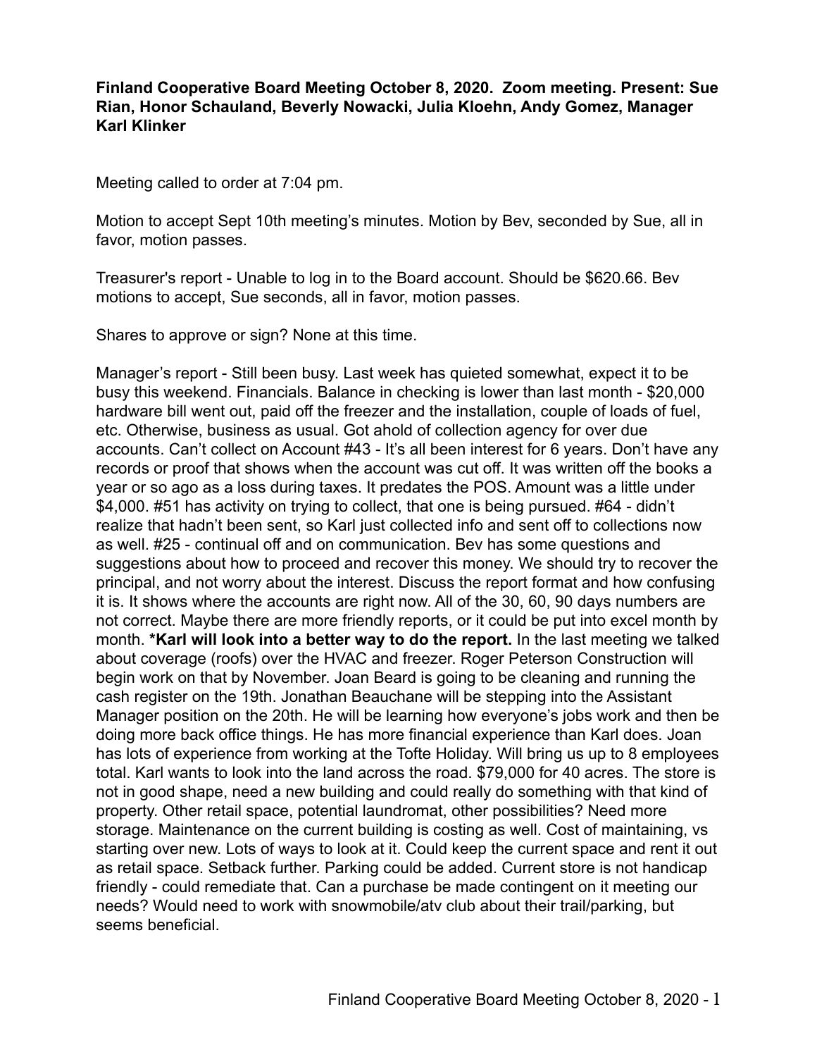**Finland Cooperative Board Meeting October 8, 2020. Zoom meeting. Present: Sue Rian, Honor Schauland, Beverly Nowacki, Julia Kloehn, Andy Gomez, Manager Karl Klinker**

Meeting called to order at 7:04 pm.

Motion to accept Sept 10th meeting's minutes. Motion by Bev, seconded by Sue, all in favor, motion passes.

Treasurer's report - Unable to log in to the Board account. Should be $620.66. Bev motions to accept, Sue seconds, all in favor, motion passes.

Shares to approve or sign? None at this time.

Manager's report - Still been busy. Last week has quieted somewhat, expect it to be busy this weekend. Financials. Balance in checking is lower than last month - $20,000 hardware bill went out, paid off the freezer and the installation, couple of loads of fuel, etc. Otherwise, business as usual. Got ahold of collection agency for over due accounts. Can't collect on Account #43 - It's all been interest for 6 years. Don't have any records or proof that shows when the account was cut off. It was written off the books a year or so ago as a loss during taxes. It predates the POS. Amount was a little under $4,000. #51 has activity on trying to collect, that one is being pursued. #64 - didn't realize that hadn't been sent, so Karl just collected info and sent off to collections now as well. #25 - continual off and on communication. Bev has some questions and suggestions about how to proceed and recover this money. We should try to recover the principal, and not worry about the interest. Discuss the report format and how confusing it is. It shows where the accounts are right now. All of the 30, 60, 90 days numbers are not correct. Maybe there are more friendly reports, or it could be put into excel month by month. **\*Karl will look into a better way to do the report.** In the last meeting we talked about coverage (roofs) over the HVAC and freezer. Roger Peterson Construction will begin work on that by November. Joan Beard is going to be cleaning and running the cash register on the 19th. Jonathan Beauchane will be stepping into the Assistant Manager position on the 20th. He will be learning how everyone's jobs work and then be doing more back office things. He has more financial experience than Karl does. Joan has lots of experience from working at the Tofte Holiday. Will bring us up to 8 employees total. Karl wants to look into the land across the road. $79,000 for 40 acres. The store is not in good shape, need a new building and could really do something with that kind of property. Other retail space, potential laundromat, other possibilities? Need more storage. Maintenance on the current building is costing as well. Cost of maintaining, vs starting over new. Lots of ways to look at it. Could keep the current space and rent it out as retail space. Setback further. Parking could be added. Current store is not handicap friendly - could remediate that. Can a purchase be made contingent on it meeting our needs? Would need to work with snowmobile/atv club about their trail/parking, but seems beneficial.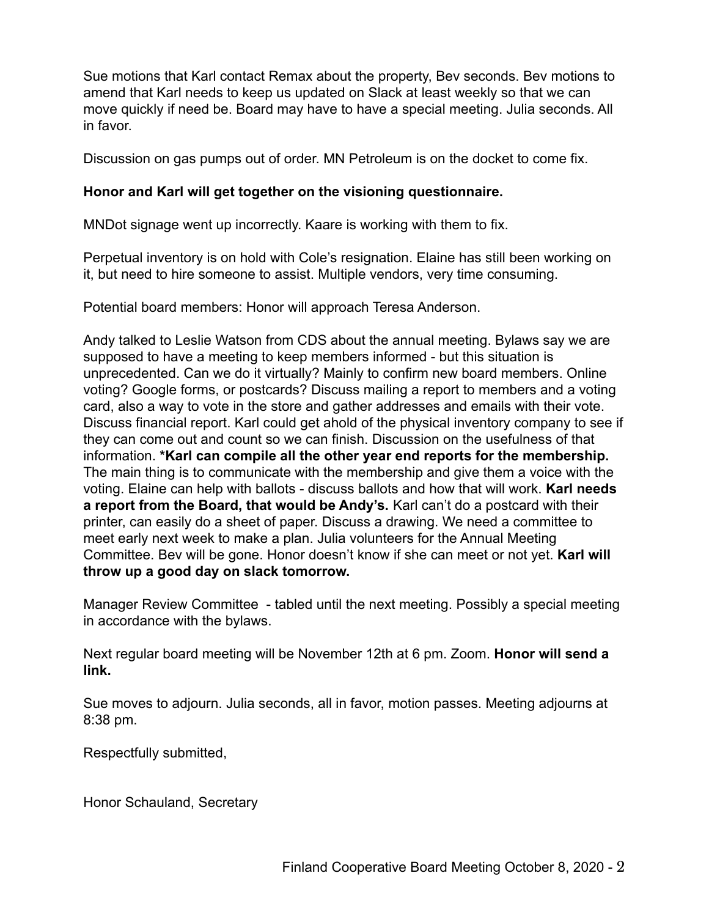Sue motions that Karl contact Remax about the property, Bev seconds. Bev motions to amend that Karl needs to keep us updated on Slack at least weekly so that we can move quickly if need be. Board may have to have a special meeting. Julia seconds. All in favor.

Discussion on gas pumps out of order. MN Petroleum is on the docket to come fix.

**Honor and Karl will get together on the visioning questionnaire.**

MNDot signage went up incorrectly. Kaare is working with them to fix.

Perpetual inventory is on hold with Cole's resignation. Elaine has still been working on it, but need to hire someone to assist. Multiple vendors, very time consuming.

Potential board members: Honor will approach Teresa Anderson.

Andy talked to Leslie Watson from CDS about the annual meeting. Bylaws say we are supposed to have a meeting to keep members informed - but this situation is unprecedented. Can we do it virtually? Mainly to confirm new board members. Online voting? Google forms, or postcards? Discuss mailing a report to members and a voting card, also a way to vote in the store and gather addresses and emails with their vote. Discuss financial report. Karl could get ahold of the physical inventory company to see if they can come out and count so we can finish. Discussion on the usefulness of that information. ***Karl can compile all the other year end reports for the membership.** The main thing is to communicate with the membership and give them a voice with the voting. Elaine can help with ballots - discuss ballots and how that will work. **Karl needs a report from the Board, that would be Andy's.** Karl can't do a postcard with their printer, can easily do a sheet of paper. Discuss a drawing. We need a committee to meet early next week to make a plan. Julia volunteers for the Annual Meeting Committee. Bev will be gone. Honor doesn't know if she can meet or not yet. **Karl will throw up a good day on slack tomorrow.**

Manager Review Committee - tabled until the next meeting. Possibly a special meeting in accordance with the bylaws.

Next regular board meeting will be November 12th at 6 pm. Zoom. **Honor will send a link.**

Sue moves to adjourn. Julia seconds, all in favor, motion passes. Meeting adjourns at 8:38 pm.

Respectfully submitted,

Honor Schauland, Secretary